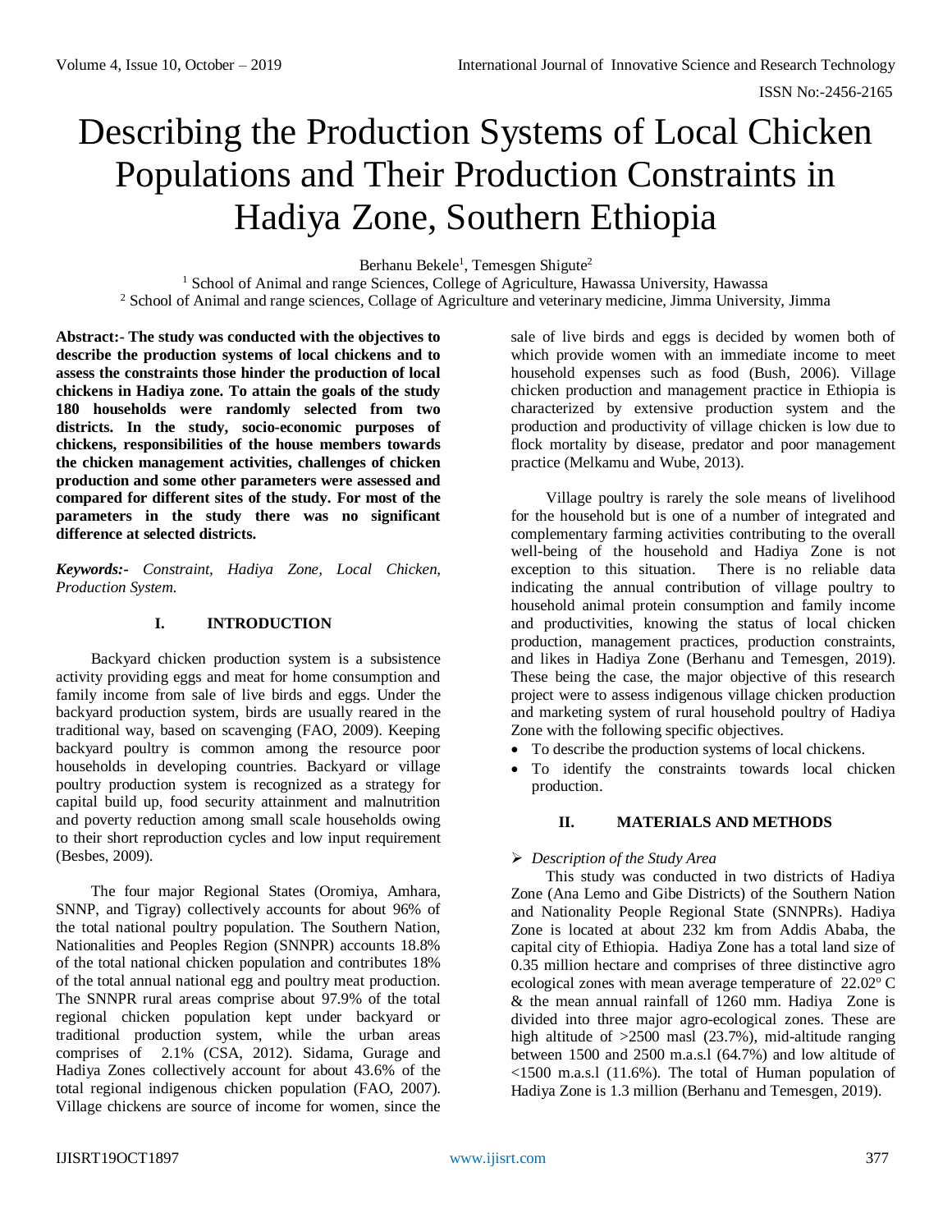# Describing the Production Systems of Local Chicken Populations and Their Production Constraints in Hadiya Zone, Southern Ethiopia

Berhanu Bekele[1], Temesgen Shigute[2]

[1] School of Animal and range Sciences, College of Agriculture, Hawassa University, Hawassa
[2] School of Animal and range sciences, Collage of Agriculture and veterinary medicine, Jimma University, Jimma

**Abstract:- The study was conducted with the objectives to describe the production systems of local chickens and to assess the constraints those hinder the production of local chickens in Hadiya zone. To attain the goals of the study 180 households were randomly selected from two districts. In the study, socio-economic purposes of chickens, responsibilities of the house members towards the chicken management activities, challenges of chicken production and some other parameters were assessed and compared for different sites of the study. For most of the parameters in the study there was no significant difference at selected districts.**

***Keywords:-*** *Constraint, Hadiya Zone, Local Chicken, Production System.*

## I. INTRODUCTION

Backyard chicken production system is a subsistence activity providing eggs and meat for home consumption and family income from sale of live birds and eggs. Under the backyard production system, birds are usually reared in the traditional way, based on scavenging (FAO, 2009). Keeping backyard poultry is common among the resource poor households in developing countries. Backyard or village poultry production system is recognized as a strategy for capital build up, food security attainment and malnutrition and poverty reduction among small scale households owing to their short reproduction cycles and low input requirement (Besbes, 2009).

The four major Regional States (Oromiya, Amhara, SNNP, and Tigray) collectively accounts for about 96% of the total national poultry population. The Southern Nation, Nationalities and Peoples Region (SNNPR) accounts 18.8% of the total national chicken population and contributes 18% of the total annual national egg and poultry meat production. The SNNPR rural areas comprise about 97.9% of the total regional chicken population kept under backyard or traditional production system, while the urban areas comprises of 2.1% (CSA, 2012). Sidama, Gurage and Hadiya Zones collectively account for about 43.6% of the total regional indigenous chicken population (FAO, 2007). Village chickens are source of income for women, since the sale of live birds and eggs is decided by women both of which provide women with an immediate income to meet household expenses such as food (Bush, 2006). Village chicken production and management practice in Ethiopia is characterized by extensive production system and the production and productivity of village chicken is low due to flock mortality by disease, predator and poor management practice (Melkamu and Wube, 2013).

Village poultry is rarely the sole means of livelihood for the household but is one of a number of integrated and complementary farming activities contributing to the overall well-being of the household and Hadiya Zone is not exception to this situation. There is no reliable data indicating the annual contribution of village poultry to household animal protein consumption and family income and productivities, knowing the status of local chicken production, management practices, production constraints, and likes in Hadiya Zone (Berhanu and Temesgen, 2019). These being the case, the major objective of this research project were to assess indigenous village chicken production and marketing system of rural household poultry of Hadiya Zone with the following specific objectives.

- To describe the production systems of local chickens.
- To identify the constraints towards local chicken production.

## II. MATERIALS AND METHODS

- *Description of the Study Area*

This study was conducted in two districts of Hadiya Zone (Ana Lemo and Gibe Districts) of the Southern Nation and Nationality People Regional State (SNNPRs). Hadiya Zone is located at about 232 km from Addis Ababa, the capital city of Ethiopia. Hadiya Zone has a total land size of 0.35 million hectare and comprises of three distinctive agro ecological zones with mean average temperature of 22.02$^{o}$ C & the mean annual rainfall of 1260 mm. Hadiya Zone is divided into three major agro-ecological zones. These are high altitude of >2500 masl (23.7%), mid-altitude ranging between 1500 and 2500 m.a.s.l (64.7%) and low altitude of <1500 m.a.s.l (11.6%). The total of Human population of Hadiya Zone is 1.3 million (Berhanu and Temesgen, 2019).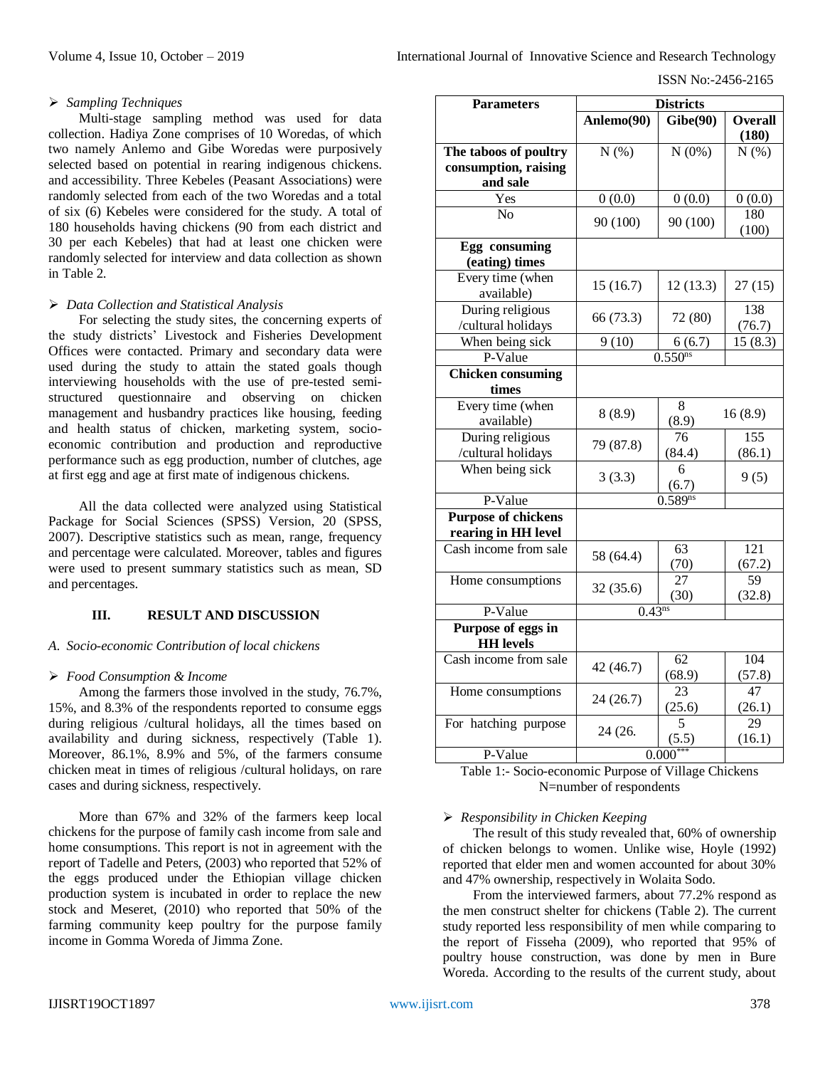- *Sampling Techniques*

Multi-stage sampling method was used for data collection. Hadiya Zone comprises of 10 Woredas, of which two namely Anlemo and Gibe Woredas were purposively selected based on potential in rearing indigenous chickens. and accessibility. Three Kebeles (Peasant Associations) were randomly selected from each of the two Woredas and a total of six (6) Kebeles were considered for the study. A total of 180 households having chickens (90 from each district and 30 per each Kebeles) that had at least one chicken were randomly selected for interview and data collection as shown in Table 2.

- *Data Collection and Statistical Analysis*

For selecting the study sites, the concerning experts of the study districts' Livestock and Fisheries Development Offices were contacted. Primary and secondary data were used during the study to attain the stated goals though interviewing households with the use of pre-tested semi-structured questionnaire and observing on chicken management and husbandry practices like housing, feeding and health status of chicken, marketing system, socio-economic contribution and production and reproductive performance such as egg production, number of clutches, age at first egg and age at first mate of indigenous chickens.

All the data collected were analyzed using Statistical Package for Social Sciences (SPSS) Version, 20 (SPSS, 2007). Descriptive statistics such as mean, range, frequency and percentage were calculated. Moreover, tables and figures were used to present summary statistics such as mean, SD and percentages.

## III. RESULT AND DISCUSSION

### *A. Socio-economic Contribution of local chickens*

- *Food Consumption & Income*

Among the farmers those involved in the study, 76.7%, 15%, and 8.3% of the respondents reported to consume eggs during religious /cultural holidays, all the times based on availability and during sickness, respectively (Table 1). Moreover, 86.1%, 8.9% and 5%, of the farmers consume chicken meat in times of religious /cultural holidays, on rare cases and during sickness, respectively.

More than 67% and 32% of the farmers keep local chickens for the purpose of family cash income from sale and home consumptions. This report is not in agreement with the report of Tadelle and Peters, (2003) who reported that 52% of the eggs produced under the Ethiopian village chicken production system is incubated in order to replace the new stock and Meseret, (2010) who reported that 50% of the farming community keep poultry for the purpose family income in Gomma Woreda of Jimma Zone.

| Parameters | Districts | | |
|---|---|---|---|
| | **Anlemo(90)** | **Gibe(90)** | **Overall (180)** |
| **The taboos of poultry consumption, raising and sale** | N (%) | N (0%) | N (%) |
| Yes | 0 (0.0) | 0 (0.0) | 0 (0.0) |
| No | 90 (100) | 90 (100) | 180 (100) |
| **Egg consuming (eating) times** | | | |
| Every time (when available) | 15 (16.7) | 12 (13.3) | 27 (15) |
| During religious /cultural holidays | 66 (73.3) | 72 (80) | 138 (76.7) |
| When being sick | 9 (10) | 6 (6.7) | 15 (8.3) |
| P-Value | | 0.550$^{ns}$ | |
| **Chicken consuming times** | | | |
| Every time (when available) | 8 (8.9) | 8 (8.9) | 16 (8.9) |
| During religious /cultural holidays | 79 (87.8) | 76 (84.4) | 155 (86.1) |
| When being sick | 3 (3.3) | 6 (6.7) | 9 (5) |
| P-Value | | 0.589$^{ns}$ | |
| **Purpose of chickens rearing in HH level** | | | |
| Cash income from sale | 58 (64.4) | 63 (70) | 121 (67.2) |
| Home consumptions | 32 (35.6) | 27 (30) | 59 (32.8) |
| P-Value | | 0.43$^{ns}$ | |
| **Purpose of eggs in HH levels** | | | |
| Cash income from sale | 42 (46.7) | 62 (68.9) | 104 (57.8) |
| Home consumptions | 24 (26.7) | 23 (25.6) | 47 (26.1) |
| For hatching purpose | 24 (26. | 5 (5.5) | 29 (16.1) |
| P-Value | | 0.000$^{***}$ | |

Table 1:- Socio-economic Purpose of Village Chickens
N=number of respondents

- *Responsibility in Chicken Keeping*

The result of this study revealed that, 60% of ownership of chicken belongs to women. Unlike wise, Hoyle (1992) reported that elder men and women accounted for about 30% and 47% ownership, respectively in Wolaita Sodo.

From the interviewed farmers, about 77.2% respond as the men construct shelter for chickens (Table 2). The current study reported less responsibility of men while comparing to the report of Fisseha (2009), who reported that 95% of poultry house construction, was done by men in Bure Woreda. According to the results of the current study, about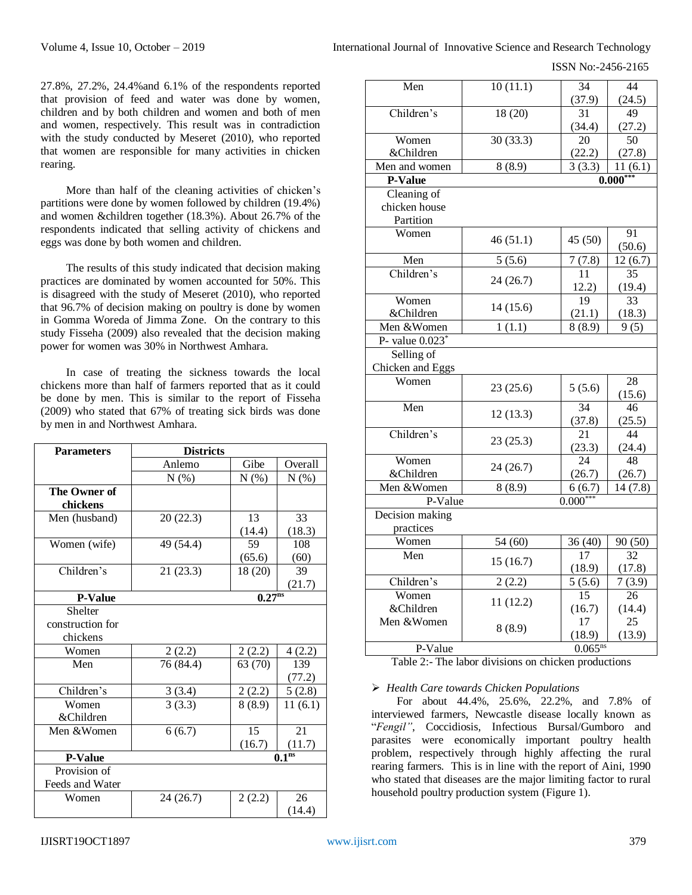27.8%, 27.2%, 24.4%and 6.1% of the respondents reported that provision of feed and water was done by women, children and by both children and women and both of men and women, respectively. This result was in contradiction with the study conducted by Meseret (2010), who reported that women are responsible for many activities in chicken rearing.

More than half of the cleaning activities of chicken's partitions were done by women followed by children (19.4%) and women &children together (18.3%). About 26.7% of the respondents indicated that selling activity of chickens and eggs was done by both women and children.

The results of this study indicated that decision making practices are dominated by women accounted for 50%. This is disagreed with the study of Meseret (2010), who reported that 96.7% of decision making on poultry is done by women in Gomma Woreda of Jimma Zone. On the contrary to this study Fisseha (2009) also revealed that the decision making power for women was 30% in Northwest Amhara.

In case of treating the sickness towards the local chickens more than half of farmers reported that as it could be done by men. This is similar to the report of Fisseha (2009) who stated that 67% of treating sick birds was done by men in and Northwest Amhara.

| **Parameters** | **Districts** | | |
|---|---|---|---|
| | Anlemo | Gibe | Overall |
| | N (%) | N (%) | N (%) |
| **The Owner of chickens** | | | |
| Men (husband) | 20 (22.3) | 13 (14.4) | 33 (18.3) |
| Women (wife) | 49 (54.4) | 59 (65.6) | 108 (60) |
| Children's | 21 (23.3) | 18 (20) | 39 (21.7) |
| **P-Value** | | | **0.27**$^{ns}$ |
| Shelter construction for chickens | | | |
| Women | 2 (2.2) | 2 (2.2) | 4 (2.2) |
| Men | 76 (84.4) | 63 (70) | 139 (77.2) |
| Children's | 3 (3.4) | 2 (2.2) | 5 (2.8) |
| Women &Children | 3 (3.3) | 8 (8.9) | 11 (6.1) |
| Men &Women | 6 (6.7) | 15 (16.7) | 21 (11.7) |
| **P-Value** | | | **0.1**$^{ns}$ |
| Provision of Feeds and Water | | | |
| Women | 24 (26.7) | 2 (2.2) | 26 (14.4) |
| Men | 10 (11.1) | 34 (37.9) | 44 (24.5) |
| Children's | 18 (20) | 31 (34.4) | 49 (27.2) |
| Women &Children | 30 (33.3) | 20 (22.2) | 50 (27.8) |
| Men and women | 8 (8.9) | 3 (3.3) | 11 (6.1) |
| **P-Value** | | | **0.000**$^{***}$ |
| Cleaning of chicken house Partition | | | |
| Women | 46 (51.1) | 45 (50) | 91 (50.6) |
| Men | 5 (5.6) | 7 (7.8) | 12 (6.7) |
| Children's | 24 (26.7) | 11 12.2) | 35 (19.4) |
| Women &Children | 14 (15.6) | 19 (21.1) | 33 (18.3) |
| Men &Women | 1 (1.1) | 8 (8.9) | 9 (5) |
| P- value 0.023$^{*}$ | | | |
| Selling of Chicken and Eggs | | | |
| Women | 23 (25.6) | 5 (5.6) | 28 (15.6) |
| Men | 12 (13.3) | 34 (37.8) | 46 (25.5) |
| Children's | 23 (25.3) | 21 (23.3) | 44 (24.4) |
| Women &Children | 24 (26.7) | 24 (26.7) | 48 (26.7) |
| Men &Women | 8 (8.9) | 6 (6.7) | 14 (7.8) |
| P-Value | | 0.000$^{***}$ | |
| Decision making practices | | | |
| Women | 54 (60) | 36 (40) | 90 (50) |
| Men | 15 (16.7) | 17 (18.9) | 32 (17.8) |
| Children's | 2 (2.2) | 5 (5.6) | 7 (3.9) |
| Women &Children | 11 (12.2) | 15 (16.7) | 26 (14.4) |
| Men &Women | 8 (8.9) | 17 (18.9) | 25 (13.9) |
| P-Value | | 0.065$^{ns}$ | |

Table 2:- The labor divisions on chicken productions

- *Health Care towards Chicken Populations*

For about 44.4%, 25.6%, 22.2%, and 7.8% of interviewed farmers, Newcastle disease locally known as "*Fengil"*, Coccidiosis, Infectious Bursal/Gumboro and parasites were economically important poultry health problem, respectively through highly affecting the rural rearing farmers. This is in line with the report of Aini, 1990 who stated that diseases are the major limiting factor to rural household poultry production system (Figure 1).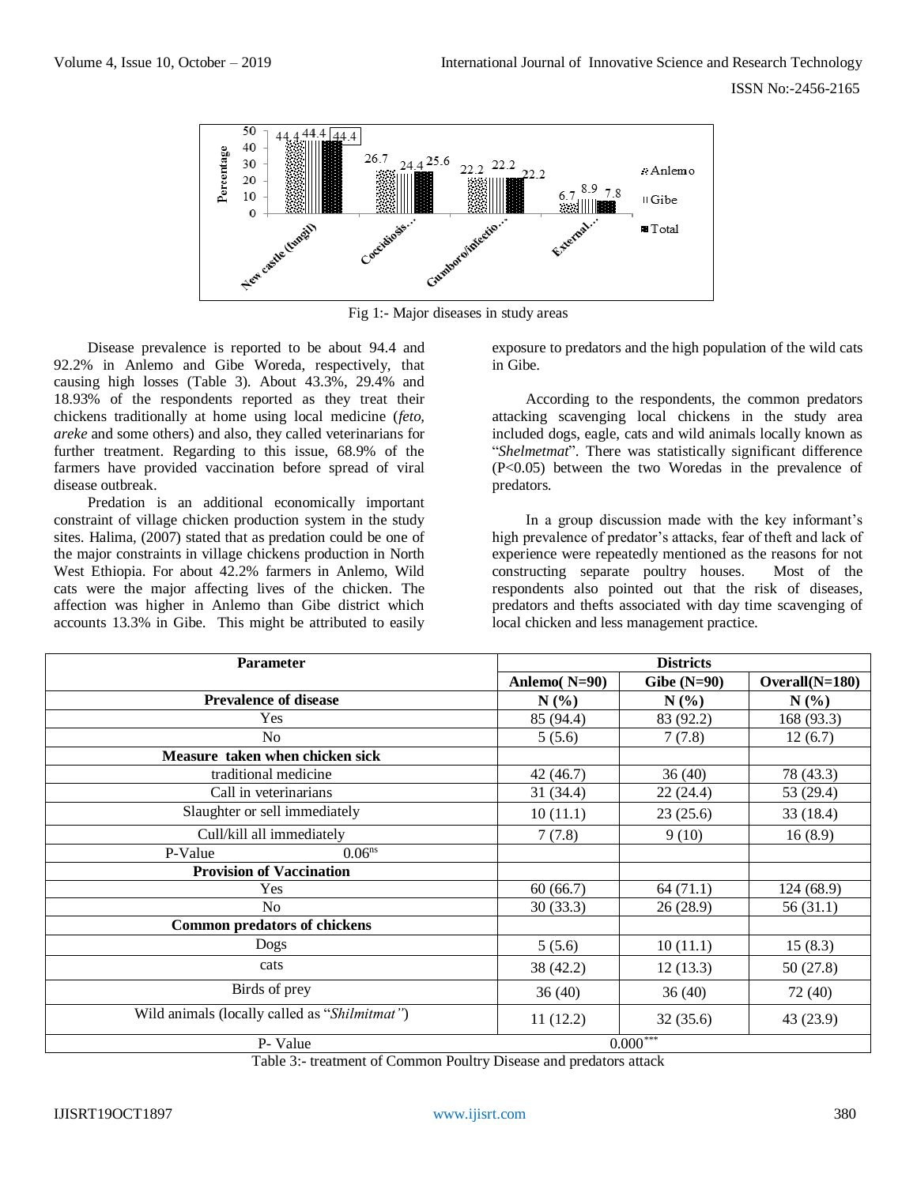Fig 1:- Major diseases in study areas

Disease prevalence is reported to be about 94.4 and 92.2% in Anlemo and Gibe Woreda, respectively, that causing high losses (Table 3). About 43.3%, 29.4% and 18.93% of the respondents reported as they treat their chickens traditionally at home using local medicine (*feto, areke* and some others) and also, they called veterinarians for further treatment. Regarding to this issue, 68.9% of the farmers have provided vaccination before spread of viral disease outbreak.

Predation is an additional economically important constraint of village chicken production system in the study sites. Halima, (2007) stated that as predation could be one of the major constraints in village chickens production in North West Ethiopia. For about 42.2% farmers in Anlemo, Wild cats were the major affecting lives of the chicken. The affection was higher in Anlemo than Gibe district which accounts 13.3% in Gibe. This might be attributed to easily exposure to predators and the high population of the wild cats in Gibe.

According to the respondents, the common predators attacking scavenging local chickens in the study area included dogs, eagle, cats and wild animals locally known as "*Shelmetmat*". There was statistically significant difference (P<0.05) between the two Woredas in the prevalence of predators.

In a group discussion made with the key informant's high prevalence of predator's attacks, fear of theft and lack of experience were repeatedly mentioned as the reasons for not constructing separate poultry houses. Most of the respondents also pointed out that the risk of diseases, predators and thefts associated with day time scavenging of local chicken and less management practice.

| Parameter | Districts | | |
|---|---|---|---|
| | **Anlemo( N=90)** | **Gibe (N=90)** | **Overall(N=180)** |
| **Prevalence of disease** | **N (%)** | **N (%)** | **N (%)** |
| Yes | 85 (94.4) | 83 (92.2) | 168 (93.3) |
| No | 5 (5.6) | 7 (7.8) | 12 (6.7) |
| **Measure taken when chicken sick** | | | |
| traditional medicine | 42 (46.7) | 36 (40) | 78 (43.3) |
| Call in veterinarians | 31 (34.4) | 22 (24.4) | 53 (29.4) |
| Slaughter or sell immediately | 10 (11.1) | 23 (25.6) | 33 (18.4) |
| Cull/kill all immediately | 7 (7.8) | 9 (10) | 16 (8.9) |
| P-Value 0.06[ns] | | | |
| **Provision of Vaccination** | | | |
| Yes | 60 (66.7) | 64 (71.1) | 124 (68.9) |
| No | 30 (33.3) | 26 (28.9) | 56 (31.1) |
| **Common predators of chickens** | | | |
| Dogs | 5 (5.6) | 10 (11.1) | 15 (8.3) |
| cats | 38 (42.2) | 12 (13.3) | 50 (27.8) |
| Birds of prey | 36 (40) | 36 (40) | 72 (40) |
| Wild animals (locally called as "*Shilmitmat"*) | 11 (12.2) | 32 (35.6) | 43 (23.9) |
| P- Value | 0.000[***] | | |

Table 3:- treatment of Common Poultry Disease and predators attack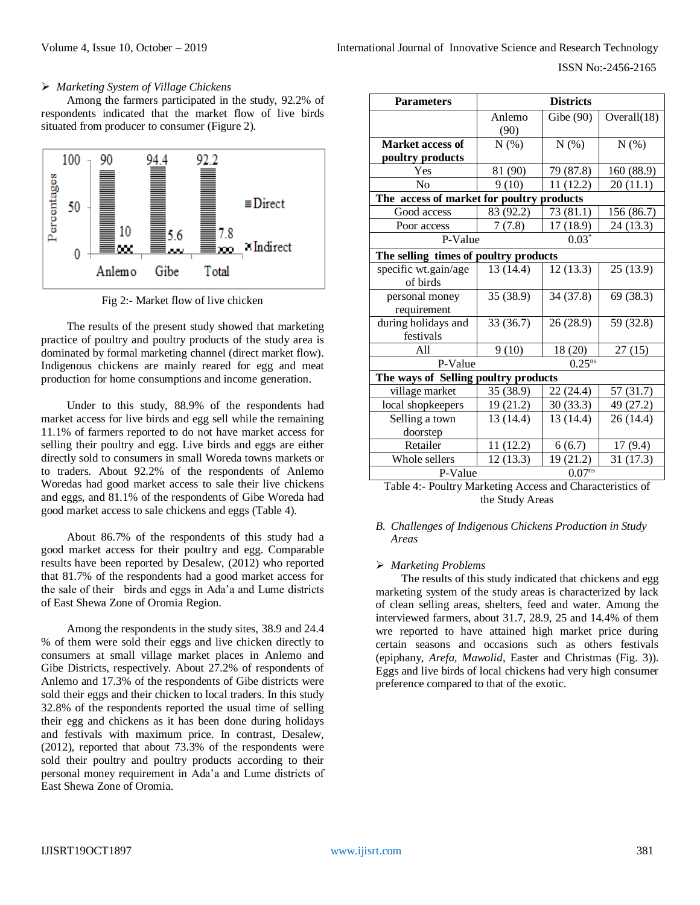> *Marketing System of Village Chickens*

Among the farmers participated in the study, 92.2% of respondents indicated that the market flow of live birds situated from producer to consumer (Figure 2).

Fig 2:- Market flow of live chicken

The results of the present study showed that marketing practice of poultry and poultry products of the study area is dominated by formal marketing channel (direct market flow). Indigenous chickens are mainly reared for egg and meat production for home consumptions and income generation.

Under to this study, 88.9% of the respondents had market access for live birds and egg sell while the remaining 11.1% of farmers reported to do not have market access for selling their poultry and egg. Live birds and eggs are either directly sold to consumers in small Woreda towns markets or to traders. About 92.2% of the respondents of Anlemo Woredas had good market access to sale their live chickens and eggs, and 81.1% of the respondents of Gibe Woreda had good market access to sale chickens and eggs (Table 4).

About 86.7% of the respondents of this study had a good market access for their poultry and egg. Comparable results have been reported by Desalew, (2012) who reported that 81.7% of the respondents had a good market access for the sale of their birds and eggs in Ada'a and Lume districts of East Shewa Zone of Oromia Region.

Among the respondents in the study sites, 38.9 and 24.4 % of them were sold their eggs and live chicken directly to consumers at small village market places in Anlemo and Gibe Districts, respectively. About 27.2% of respondents of Anlemo and 17.3% of the respondents of Gibe districts were sold their eggs and their chicken to local traders. In this study 32.8% of the respondents reported the usual time of selling their egg and chickens as it has been done during holidays and festivals with maximum price. In contrast, Desalew, (2012), reported that about 73.3% of the respondents were sold their poultry and poultry products according to their personal money requirement in Ada'a and Lume districts of East Shewa Zone of Oromia.

| Parameters | Districts | | |
|---|---|---|---|
| | Anlemo (90) | Gibe (90) | Overall(18) |
| **Market access of poultry products** | N (%) | N (%) | N (%) |
| Yes | 81 (90) | 79 (87.8) | 160 (88.9) |
| No | 9 (10) | 11 (12.2) | 20 (11.1) |
| **The access of market for poultry products** | | | |
| Good access | 83 (92.2) | 73 (81.1) | 156 (86.7) |
| Poor access | 7 (7.8) | 17 (18.9) | 24 (13.3) |
| P-Value | 0.03* | | |
| **The selling times of poultry products** | | | |
| specific wt.gain/age of birds | 13 (14.4) | 12 (13.3) | 25 (13.9) |
| personal money requirement | 35 (38.9) | 34 (37.8) | 69 (38.3) |
| during holidays and festivals | 33 (36.7) | 26 (28.9) | 59 (32.8) |
| All | 9 (10) | 18 (20) | 27 (15) |
| P-Value | 0.25ns | | |
| **The ways of Selling poultry products** | | | |
| village market | 35 (38.9) | 22 (24.4) | 57 (31.7) |
| local shopkeepers | 19 (21.2) | 30 (33.3) | 49 (27.2) |
| Selling a town doorstep | 13 (14.4) | 13 (14.4) | 26 (14.4) |
| Retailer | 11 (12.2) | 6 (6.7) | 17 (9.4) |
| Whole sellers | 12 (13.3) | 19 (21.2) | 31 (17.3) |
| P-Value | 0.07ns | | |

Table 4:- Poultry Marketing Access and Characteristics of the Study Areas

### *B. Challenges of Indigenous Chickens Production in Study Areas*

> *Marketing Problems*

The results of this study indicated that chickens and egg marketing system of the study areas is characterized by lack of clean selling areas, shelters, feed and water. Among the interviewed farmers, about 31.7, 28.9, 25 and 14.4% of them wre reported to have attained high market price during certain seasons and occasions such as others festivals (epiphany, *Arefa*, *Mawolid*, Easter and Christmas (Fig. 3)). Eggs and live birds of local chickens had very high consumer preference compared to that of the exotic.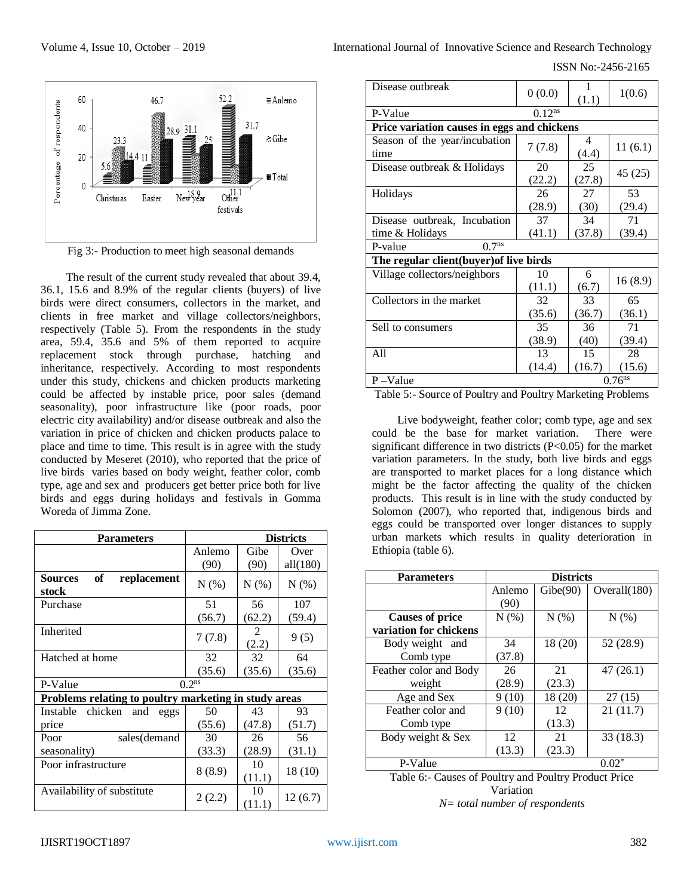Fig 3:- Production to meet high seasonal demands

The result of the current study revealed that about 39.4, 36.1, 15.6 and 8.9% of the regular clients (buyers) of live birds were direct consumers, collectors in the market, and clients in free market and village collectors/neighbors, respectively (Table 5). From the respondents in the study area, 59.4, 35.6 and 5% of them reported to acquire replacement stock through purchase, hatching and inheritance, respectively. According to most respondents under this study, chickens and chicken products marketing could be affected by instable price, poor sales (demand seasonality), poor infrastructure like (poor roads, poor electric city availability) and/or disease outbreak and also the variation in price of chicken and chicken products palace to place and time to time. This result is in agree with the study conducted by Meseret (2010), who reported that the price of live birds varies based on body weight, feather color, comb type, age and sex and producers get better price both for live birds and eggs during holidays and festivals in Gomma Woreda of Jimma Zone.

| Parameters | Districts | | |
|---|---|---|---|
| | Anlemo (90) | Gibe (90) | Over all(180) |
| **Sources of replacement stock** | N (%) | N (%) | N (%) |
| Purchase | 51 (56.7) | 56 (62.2) | 107 (59.4) |
| Inherited | 7 (7.8) | 2 (2.2) | 9 (5) |
| Hatched at home | 32 (35.6) | 32 (35.6) | 64 (35.6) |
| P-Value | $0.2^{ns}$ | | |
| **Problems relating to poultry marketing in study areas** | | | |
| Instable chicken and eggs price | 50 (55.6) | 43 (47.8) | 93 (51.7) |
| Poor sales(demand seasonality) | 30 (33.3) | 26 (28.9) | 56 (31.1) |
| Poor infrastructure | 8 (8.9) | 10 (11.1) | 18 (10) |
| Availability of substitute | 2 (2.2) | 10 (11.1) | 12 (6.7) |
| Disease outbreak | 0 (0.0) | 1 (1.1) | 1(0.6) |
| P-Value | $0.12^{ns}$ | | |
| **Price variation causes in eggs and chickens** | | | |
| Season of the year/incubation time | 7 (7.8) | 4 (4.4) | 11 (6.1) |
| Disease outbreak & Holidays | 20 (22.2) | 25 (27.8) | 45 (25) |
| Holidays | 26 (28.9) | 27 (30) | 53 (29.4) |
| Disease outbreak, Incubation time & Holidays | 37 (41.1) | 34 (37.8) | 71 (39.4) |
| P-value | $0.7^{ns}$ | | |
| **The regular client(buyer)of live birds** | | | |
| Village collectors/neighbors | 10 (11.1) | 6 (6.7) | 16 (8.9) |
| Collectors in the market | 32 (35.6) | 33 (36.7) | 65 (36.1) |
| Sell to consumers | 35 (38.9) | 36 (40) | 71 (39.4) |
| All | 13 (14.4) | 15 (16.7) | 28 (15.6) |
| P –Value | | | $0.76^{ns}$ |

Table 5:- Source of Poultry and Poultry Marketing Problems

Live bodyweight, feather color; comb type, age and sex could be the base for market variation. There were significant difference in two districts ($P<0.05$) for the market variation parameters. In the study, both live birds and eggs are transported to market places for a long distance which might be the factor affecting the quality of the chicken products. This result is in line with the study conducted by Solomon (2007), who reported that, indigenous birds and eggs could be transported over longer distances to supply urban markets which results in quality deterioration in Ethiopia (table 6).

| Parameters | Districts | | |
|---|---|---|---|
| | Anlemo (90) | Gibe(90) | Overall(180) |
| **Causes of price variation for chickens** | N (%) | N (%) | N (%) |
| Body weight and Comb type | 34 (37.8) | 18 (20) | 52 (28.9) |
| Feather color and Body weight | 26 (28.9) | 21 (23.3) | 47 (26.1) |
| Age and Sex | 9 (10) | 18 (20) | 27 (15) |
| Feather color and Comb type | 9 (10) | 12 (13.3) | 21 (11.7) |
| Body weight & Sex | 12 (13.3) | 21 (23.3) | 33 (18.3) |
| P-Value | | | $0.02^{*}$ |

Table 6:- Causes of Poultry and Poultry Product Price Variation

*N= total number of respondents*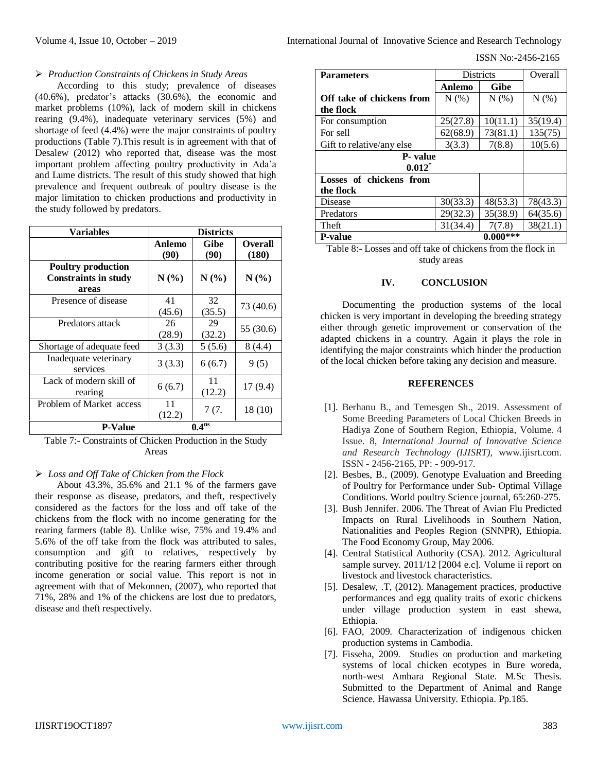- *Production Constraints of Chickens in Study Areas*

According to this study; prevalence of diseases (40.6%), predator's attacks (30.6%), the economic and market problems (10%), lack of modern skill in chickens rearing (9.4%), inadequate veterinary services (5%) and shortage of feed (4.4%) were the major constraints of poultry productions (Table 7).This result is in agreement with that of Desalew (2012) who reported that, disease was the most important problem affecting poultry productivity in Ada'a and Lume districts. The result of this study showed that high prevalence and frequent outbreak of poultry disease is the major limitation to chicken productions and productivity in the study followed by predators.

| Variables | Districts | | |
|---|---|---|---|
| | **Anlemo (90)** | **Gibe (90)** | **Overall (180)** |
| **Poultry production Constraints in study areas** | **N (%)** | **N (%)** | **N (%)** |
| Presence of disease | 41 (45.6) | 32 (35.5) | 73 (40.6) |
| Predators attack | 26 (28.9) | 29 (32.2) | 55 (30.6) |
| Shortage of adequate feed | 3 (3.3) | 5 (5.6) | 8 (4.4) |
| Inadequate veterinary services | 3 (3.3) | 6 (6.7) | 9 (5) |
| Lack of modern skill of rearing | 6 (6.7) | 11 (12.2) | 17 (9.4) |
| Problem of Market access | 11 (12.2) | 7 (7. | 18 (10) |
| **P-Value** | $0.4^{ns}$ | | |

Table 7:- Constraints of Chicken Production in the Study Areas

- *Loss and Off Take of Chicken from the Flock*

About 43.3%, 35.6% and 21.1 % of the farmers gave their response as disease, predators, and theft, respectively considered as the factors for the loss and off take of the chickens from the flock with no income generating for the rearing farmers (table 8). Unlike wise, 75% and 19.4% and 5.6% of the off take from the flock was attributed to sales, consumption and gift to relatives, respectively by contributing positive for the rearing farmers either through income generation or social value. This report is not in agreement with that of Mekonnen, (2007), who reported that 71%, 28% and 1% of the chickens are lost due to predators, disease and theft respectively.

| **Parameters** | Districts | | Overall |
|---|---|---|---|
| | **Anlemo** | **Gibe** | |
| **Off take of chickens from the flock** | N (%) | N (%) | N (%) |
| For consumption | 25(27.8) | 10(11.1) | 35(19.4) |
| For sell | 62(68.9) | 73(81.1) | 135(75) |
| Gift to relative/any else | 3(3.3) | 7(8.8) | 10(5.6) |
| **P- value** $0.012^{*}$ | | | |
| **Losses of chickens from the flock** | | | |
| Disease | 30(33.3) | 48(53.3) | 78(43.3) |
| Predators | 29(32.3) | 35(38.9) | 64(35.6) |
| Theft | 31(34.4) | 7(7.8) | 38(21.1) |
| **P-value** | **0.000*** | | |

Table 8:- Losses and off take of chickens from the flock in study areas

## IV. CONCLUSION

Documenting the production systems of the local chicken is very important in developing the breeding strategy either through genetic improvement or conservation of the adapted chickens in a country. Again it plays the role in identifying the major constraints which hinder the production of the local chicken before taking any decision and measure.

## REFERENCES

[1]. Berhanu B., and Temesgen Sh., 2019. Assessment of Some Breeding Parameters of Local Chicken Breeds in Hadiya Zone of Southern Region, Ethiopia, Volume. 4 Issue. 8, *International Journal of Innovative Science and Research Technology (IJISRT)*, www.ijisrt.com. ISSN - 2456-2165, PP: - 909-917.

[2]. Besbes, B., (2009). Genotype Evaluation and Breeding of Poultry for Performance under Sub- Optimal Village Conditions. World poultry Science journal, 65:260-275.

[3]. Bush Jennifer. 2006. The Threat of Avian Flu Predicted Impacts on Rural Livelihoods in Southern Nation, Nationalities and Peoples Region (SNNPR), Ethiopia. The Food Economy Group, May 2006.

[4]. Central Statistical Authority (CSA). 2012. Agricultural sample survey. 2011/12 [2004 e.c]. Volume ii report on livestock and livestock characteristics.

[5]. Desalew, .T, (2012). Management practices, productive performances and egg quality traits of exotic chickens under village production system in east shewa, Ethiopia.

[6]. FAO, 2009. Characterization of indigenous chicken production systems in Cambodia.

[7]. Fisseha, 2009. Studies on production and marketing systems of local chicken ecotypes in Bure woreda, north-west Amhara Regional State. M.Sc Thesis. Submitted to the Department of Animal and Range Science. Hawassa University. Ethiopia. Pp.185.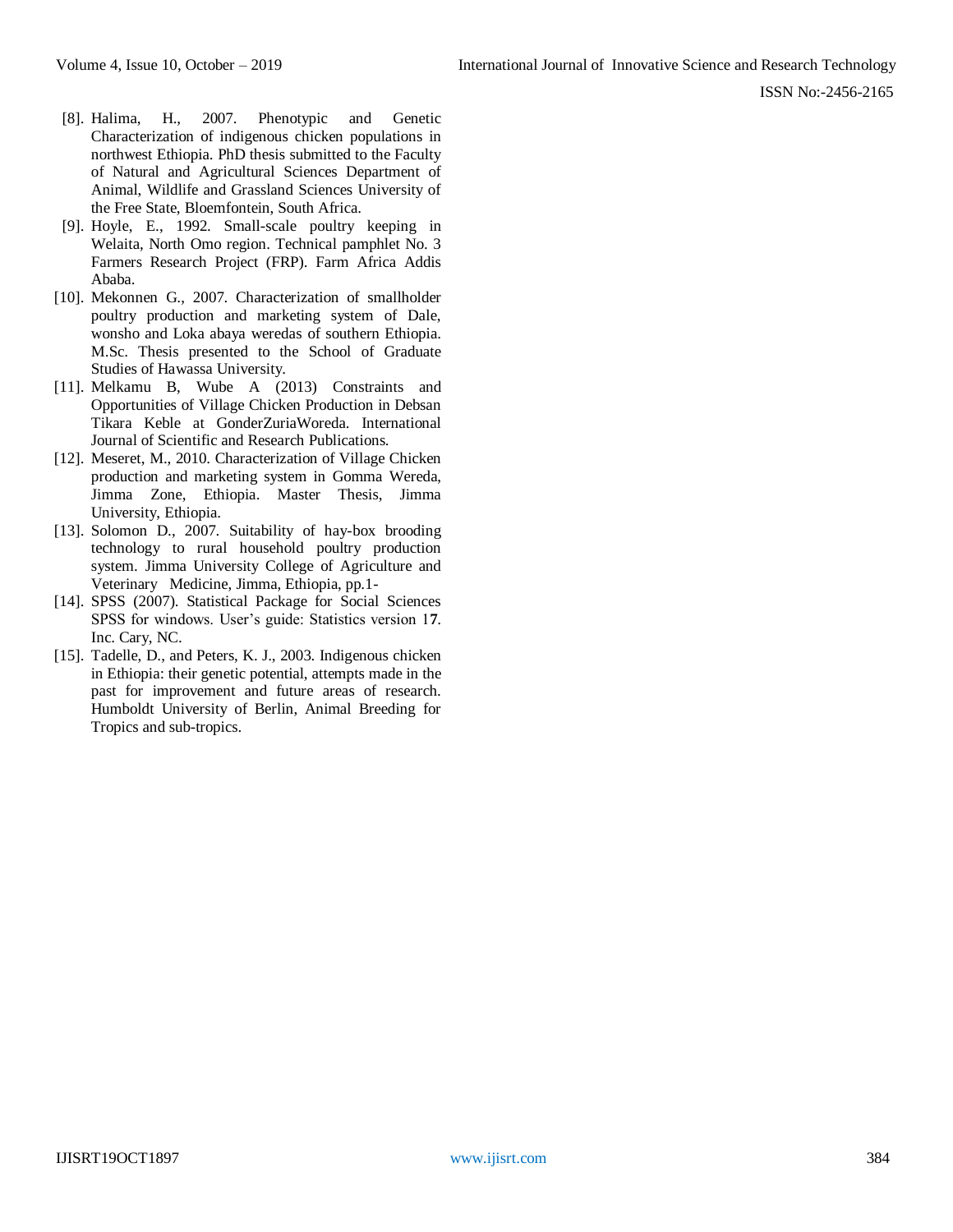[8]. Halima, H., 2007. Phenotypic and Genetic Characterization of indigenous chicken populations in northwest Ethiopia. PhD thesis submitted to the Faculty of Natural and Agricultural Sciences Department of Animal, Wildlife and Grassland Sciences University of the Free State, Bloemfontein, South Africa.

[9]. Hoyle, E., 1992. Small-scale poultry keeping in Welaita, North Omo region. Technical pamphlet No. 3 Farmers Research Project (FRP). Farm Africa Addis Ababa.

[10]. Mekonnen G., 2007. Characterization of smallholder poultry production and marketing system of Dale, wonsho and Loka abaya weredas of southern Ethiopia. M.Sc. Thesis presented to the School of Graduate Studies of Hawassa University.

[11]. Melkamu B, Wube A (2013) Constraints and Opportunities of Village Chicken Production in Debsan Tikara Keble at GonderZuriaWoreda. International Journal of Scientific and Research Publications.

[12]. Meseret, M., 2010. Characterization of Village Chicken production and marketing system in Gomma Wereda, Jimma Zone, Ethiopia. Master Thesis, Jimma University, Ethiopia.

[13]. Solomon D., 2007. Suitability of hay-box brooding technology to rural household poultry production system. Jimma University College of Agriculture and Veterinary Medicine, Jimma, Ethiopia, pp.1-

[14]. SPSS (2007). Statistical Package for Social Sciences SPSS for windows. User's guide: Statistics version 1**7**. Inc. Cary, NC.

[15]. Tadelle, D., and Peters, K. J., 2003. Indigenous chicken in Ethiopia: their genetic potential, attempts made in the past for improvement and future areas of research. Humboldt University of Berlin, Animal Breeding for Tropics and sub-tropics.